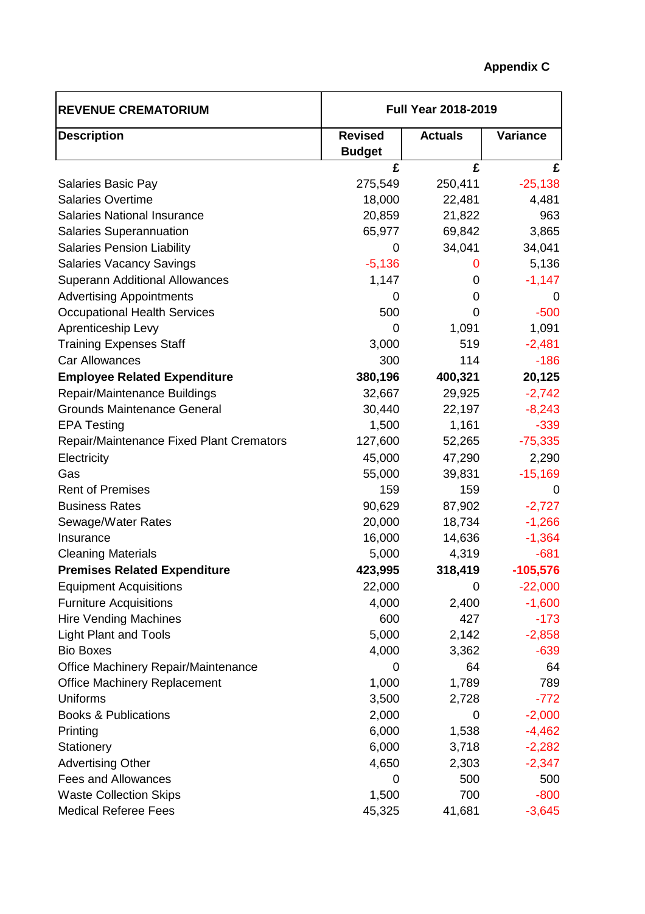**Appendix C**

| REVENUE CREMATORIUM | Full Year 2018-2019 | | |
|---|---|---|---|
| **Description** | **Revised Budget** | **Actuals** | **Variance** |
| | £ | £ | £ |
| Salaries Basic Pay | 275,549 | 250,411 | -25,138 |
| Salaries Overtime | 18,000 | 22,481 | 4,481 |
| Salaries National Insurance | 20,859 | 21,822 | 963 |
| Salaries Superannuation | 65,977 | 69,842 | 3,865 |
| Salaries Pension Liability | 0 | 34,041 | 34,041 |
| Salaries Vacancy Savings | -5,136 | 0 | 5,136 |
| Superann Additional Allowances | 1,147 | 0 | -1,147 |
| Advertising Appointments | 0 | 0 | 0 |
| Occupational Health Services | 500 | 0 | -500 |
| Aprenticeship Levy | 0 | 1,091 | 1,091 |
| Training Expenses Staff | 3,000 | 519 | -2,481 |
| Car Allowances | 300 | 114 | -186 |
| **Employee Related Expenditure** | **380,196** | **400,321** | **20,125** |
| Repair/Maintenance Buildings | 32,667 | 29,925 | -2,742 |
| Grounds Maintenance General | 30,440 | 22,197 | -8,243 |
| EPA Testing | 1,500 | 1,161 | -339 |
| Repair/Maintenance Fixed Plant Cremators | 127,600 | 52,265 | -75,335 |
| Electricity | 45,000 | 47,290 | 2,290 |
| Gas | 55,000 | 39,831 | -15,169 |
| Rent of Premises | 159 | 159 | 0 |
| Business Rates | 90,629 | 87,902 | -2,727 |
| Sewage/Water Rates | 20,000 | 18,734 | -1,266 |
| Insurance | 16,000 | 14,636 | -1,364 |
| Cleaning Materials | 5,000 | 4,319 | -681 |
| **Premises Related Expenditure** | **423,995** | **318,419** | **-105,576** |
| Equipment Acquisitions | 22,000 | 0 | -22,000 |
| Furniture Acquisitions | 4,000 | 2,400 | -1,600 |
| Hire Vending Machines | 600 | 427 | -173 |
| Light Plant and Tools | 5,000 | 2,142 | -2,858 |
| Bio Boxes | 4,000 | 3,362 | -639 |
| Office Machinery Repair/Maintenance | 0 | 64 | 64 |
| Office Machinery Replacement | 1,000 | 1,789 | 789 |
| Uniforms | 3,500 | 2,728 | -772 |
| Books & Publications | 2,000 | 0 | -2,000 |
| Printing | 6,000 | 1,538 | -4,462 |
| Stationery | 6,000 | 3,718 | -2,282 |
| Advertising Other | 4,650 | 2,303 | -2,347 |
| Fees and Allowances | 0 | 500 | 500 |
| Waste Collection Skips | 1,500 | 700 | -800 |
| Medical Referee Fees | 45,325 | 41,681 | -3,645 |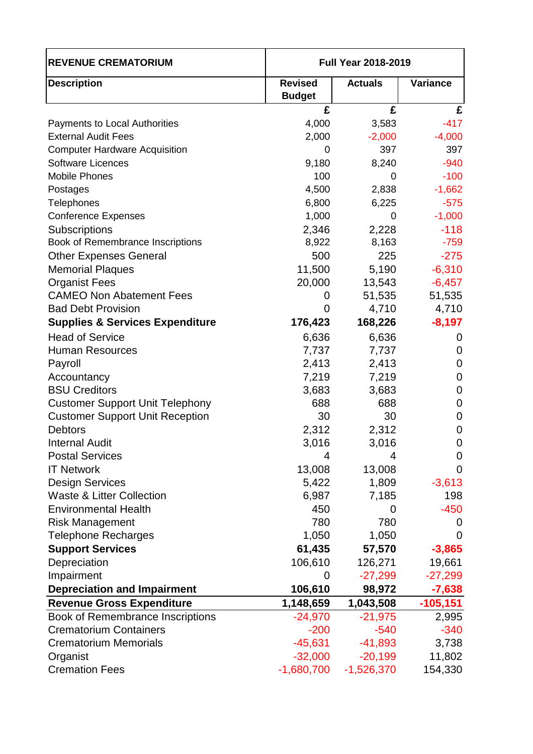| REVENUE CREMATORIUM | Full Year 2018-2019 | | |
|---|---|---|---|
| **Description** | **Revised Budget** | **Actuals** | **Variance** |
| | **£** | **£** | **£** |
| Payments to Local Authorities | 4,000 | 3,583 | -417 |
| External Audit Fees | 2,000 | -2,000 | -4,000 |
| Computer Hardware Acquisition | 0 | 397 | 397 |
| Software Licences | 9,180 | 8,240 | -940 |
| Mobile Phones | 100 | 0 | -100 |
| Postages | 4,500 | 2,838 | -1,662 |
| Telephones | 6,800 | 6,225 | -575 |
| Conference Expenses | 1,000 | 0 | -1,000 |
| Subscriptions | 2,346 | 2,228 | -118 |
| Book of Remembrance Inscriptions | 8,922 | 8,163 | -759 |
| Other Expenses General | 500 | 225 | -275 |
| Memorial Plaques | 11,500 | 5,190 | -6,310 |
| Organist Fees | 20,000 | 13,543 | -6,457 |
| CAMEO Non Abatement Fees | 0 | 51,535 | 51,535 |
| Bad Debt Provision | 0 | 4,710 | 4,710 |
| **Supplies & Services Expenditure** | **176,423** | **168,226** | **-8,197** |
| Head of Service | 6,636 | 6,636 | 0 |
| Human Resources | 7,737 | 7,737 | 0 |
| Payroll | 2,413 | 2,413 | 0 |
| Accountancy | 7,219 | 7,219 | 0 |
| BSU Creditors | 3,683 | 3,683 | 0 |
| Customer Support Unit Telephony | 688 | 688 | 0 |
| Customer Support Unit Reception | 30 | 30 | 0 |
| Debtors | 2,312 | 2,312 | 0 |
| Internal Audit | 3,016 | 3,016 | 0 |
| Postal Services | 4 | 4 | 0 |
| IT Network | 13,008 | 13,008 | 0 |
| Design Services | 5,422 | 1,809 | -3,613 |
| Waste & Litter Collection | 6,987 | 7,185 | 198 |
| Environmental Health | 450 | 0 | -450 |
| Risk Management | 780 | 780 | 0 |
| Telephone Recharges | 1,050 | 1,050 | 0 |
| **Support Services** | **61,435** | **57,570** | **-3,865** |
| Depreciation | 106,610 | 126,271 | 19,661 |
| Impairment | 0 | -27,299 | -27,299 |
| **Depreciation and Impairment** | **106,610** | **98,972** | **-7,638** |
| **Revenue Gross Expenditure** | **1,148,659** | **1,043,508** | **-105,151** |
| Book of Remembrance Inscriptions | -24,970 | -21,975 | 2,995 |
| Crematorium Containers | -200 | -540 | -340 |
| Crematorium Memorials | -45,631 | -41,893 | 3,738 |
| Organist | -32,000 | -20,199 | 11,802 |
| Cremation Fees | -1,680,700 | -1,526,370 | 154,330 |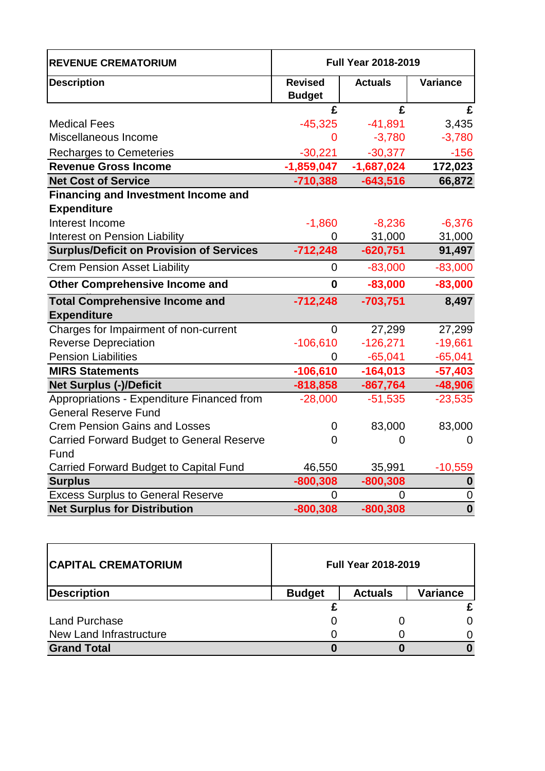| REVENUE CREMATORIUM | Full Year 2018-2019 | | |
|---|---|---|---|
| Description | Revised Budget | Actuals | Variance |
| | £ | £ | £ |
| Medical Fees | -45,325 | -41,891 | 3,435 |
| Miscellaneous Income | 0 | -3,780 | -3,780 |
| Recharges to Cemeteries | -30,221 | -30,377 | -156 |
| **Revenue Gross Income** | **-1,859,047** | **-1,687,024** | **172,023** |
| **Net Cost of Service** | **-710,388** | **-643,516** | **66,872** |
| **Financing and Investment Income and Expenditure** | | | |
| Interest Income | -1,860 | -8,236 | -6,376 |
| Interest on Pension Liability | 0 | 31,000 | 31,000 |
| **Surplus/Deficit on Provision of Services** | **-712,248** | **-620,751** | **91,497** |
| Crem Pension Asset Liability | 0 | -83,000 | -83,000 |
| **Other Comprehensive Income and** | **0** | **-83,000** | **-83,000** |
| **Total Comprehensive Income and Expenditure** | **-712,248** | **-703,751** | **8,497** |
| Charges for Impairment of non-current | 0 | 27,299 | 27,299 |
| Reverse Depreciation | -106,610 | -126,271 | -19,661 |
| Pension Liabilities | 0 | -65,041 | -65,041 |
| **MIRS Statements** | **-106,610** | **-164,013** | **-57,403** |
| **Net Surplus (-)/Deficit** | **-818,858** | **-867,764** | **-48,906** |
| Appropriations - Expenditure Financed from General Reserve Fund | -28,000 | -51,535 | -23,535 |
| Crem Pension Gains and Losses | 0 | 83,000 | 83,000 |
| Carried Forward Budget to General Reserve Fund | 0 | 0 | 0 |
| Carried Forward Budget to Capital Fund | 46,550 | 35,991 | -10,559 |
| **Surplus** | **-800,308** | **-800,308** | **0** |
| Excess Surplus to General Reserve | 0 | 0 | 0 |
| **Net Surplus for Distribution** | **-800,308** | **-800,308** | **0** |

| CAPITAL CREMATORIUM | Full Year 2018-2019 | | |
|---|---|---|---|
| Description | Budget | Actuals | Variance |
| | £ | | £ |
| Land Purchase | 0 | 0 | 0 |
| New Land Infrastructure | 0 | 0 | 0 |
| **Grand Total** | **0** | **0** | **0** |